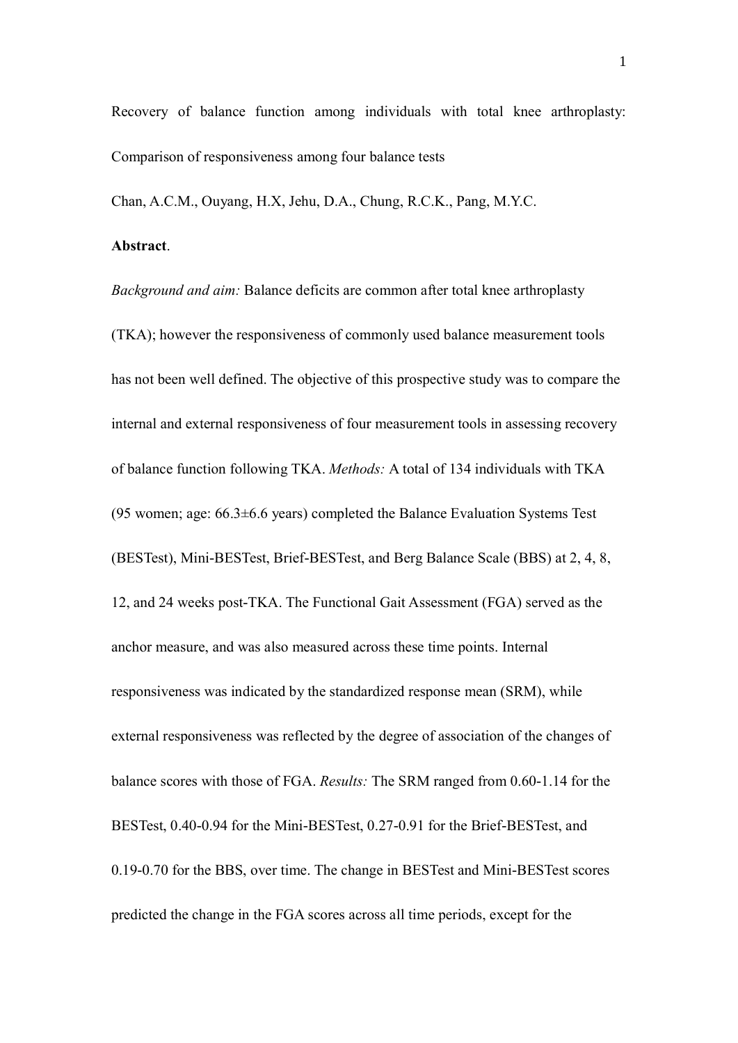Recovery of balance function among individuals with total knee arthroplasty: Comparison of responsiveness among four balance tests

Chan, A.C.M., Ouyang, H.X, Jehu, D.A., Chung, R.C.K., Pang, M.Y.C.

**Abstract**.

*Background and aim:* Balance deficits are common after total knee arthroplasty (TKA); however the responsiveness of commonly used balance measurement tools has not been well defined. The objective of this prospective study was to compare the internal and external responsiveness of four measurement tools in assessing recovery of balance function following TKA. *Methods:* A total of 134 individuals with TKA (95 women; age: 66.3±6.6 years) completed the Balance Evaluation Systems Test (BESTest), Mini-BESTest, Brief-BESTest, and Berg Balance Scale (BBS) at 2, 4, 8, 12, and 24 weeks post-TKA. The Functional Gait Assessment (FGA) served as the anchor measure, and was also measured across these time points. Internal responsiveness was indicated by the standardized response mean (SRM), while external responsiveness was reflected by the degree of association of the changes of balance scores with those of FGA. *Results:* The SRM ranged from 0.60-1.14 for the BESTest, 0.40-0.94 for the Mini-BESTest, 0.27-0.91 for the Brief-BESTest, and 0.19-0.70 for the BBS, over time. The change in BESTest and Mini-BESTest scores predicted the change in the FGA scores across all time periods, except for the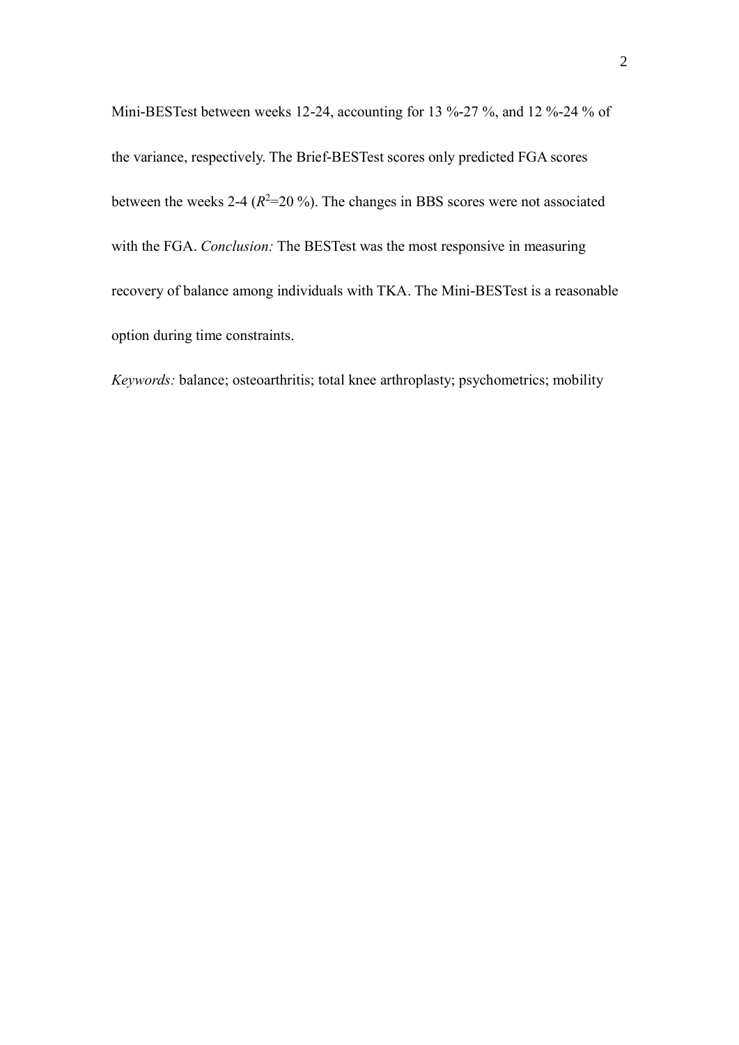Mini-BESTest between weeks 12-24, accounting for 13 %-27 %, and 12 %-24 % of the variance, respectively. The Brief-BESTest scores only predicted FGA scores between the weeks 2-4 ($R^2$=20 %). The changes in BBS scores were not associated with the FGA. *Conclusion:* The BESTest was the most responsive in measuring recovery of balance among individuals with TKA. The Mini-BESTest is a reasonable option during time constraints.

*Keywords:* balance; osteoarthritis; total knee arthroplasty; psychometrics; mobility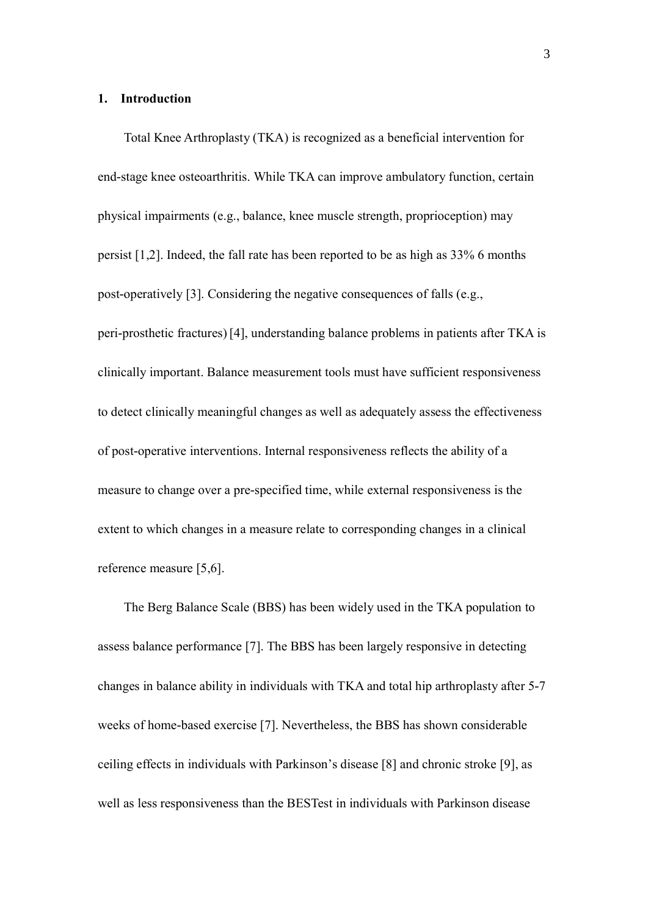## 1. Introduction

Total Knee Arthroplasty (TKA) is recognized as a beneficial intervention for end-stage knee osteoarthritis. While TKA can improve ambulatory function, certain physical impairments (e.g., balance, knee muscle strength, proprioception) may persist [1,2]. Indeed, the fall rate has been reported to be as high as 33% 6 months post-operatively [3]. Considering the negative consequences of falls (e.g., peri-prosthetic fractures) [4], understanding balance problems in patients after TKA is clinically important. Balance measurement tools must have sufficient responsiveness to detect clinically meaningful changes as well as adequately assess the effectiveness of post-operative interventions. Internal responsiveness reflects the ability of a measure to change over a pre-specified time, while external responsiveness is the extent to which changes in a measure relate to corresponding changes in a clinical reference measure [5,6].

The Berg Balance Scale (BBS) has been widely used in the TKA population to assess balance performance [7]. The BBS has been largely responsive in detecting changes in balance ability in individuals with TKA and total hip arthroplasty after 5-7 weeks of home-based exercise [7]. Nevertheless, the BBS has shown considerable ceiling effects in individuals with Parkinson's disease [8] and chronic stroke [9], as well as less responsiveness than the BESTest in individuals with Parkinson disease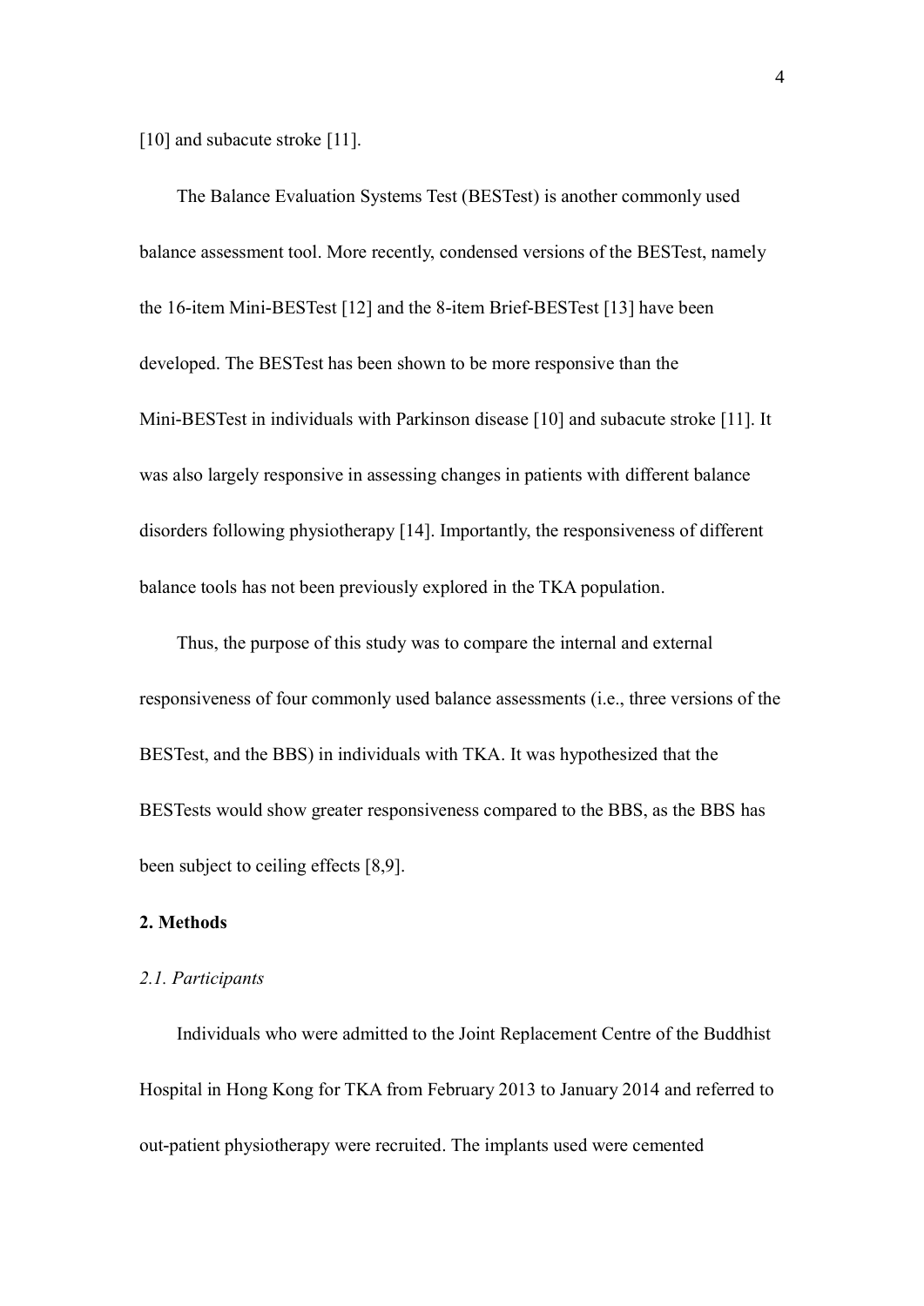[10] and subacute stroke [11].

The Balance Evaluation Systems Test (BESTest) is another commonly used balance assessment tool. More recently, condensed versions of the BESTest, namely the 16-item Mini-BESTest [12] and the 8-item Brief-BESTest [13] have been developed. The BESTest has been shown to be more responsive than the Mini-BESTest in individuals with Parkinson disease [10] and subacute stroke [11]. It was also largely responsive in assessing changes in patients with different balance disorders following physiotherapy [14]. Importantly, the responsiveness of different balance tools has not been previously explored in the TKA population.

Thus, the purpose of this study was to compare the internal and external responsiveness of four commonly used balance assessments (i.e., three versions of the BESTest, and the BBS) in individuals with TKA. It was hypothesized that the BESTests would show greater responsiveness compared to the BBS, as the BBS has been subject to ceiling effects [8,9].

## 2. Methods

### *2.1. Participants*

Individuals who were admitted to the Joint Replacement Centre of the Buddhist Hospital in Hong Kong for TKA from February 2013 to January 2014 and referred to out-patient physiotherapy were recruited. The implants used were cemented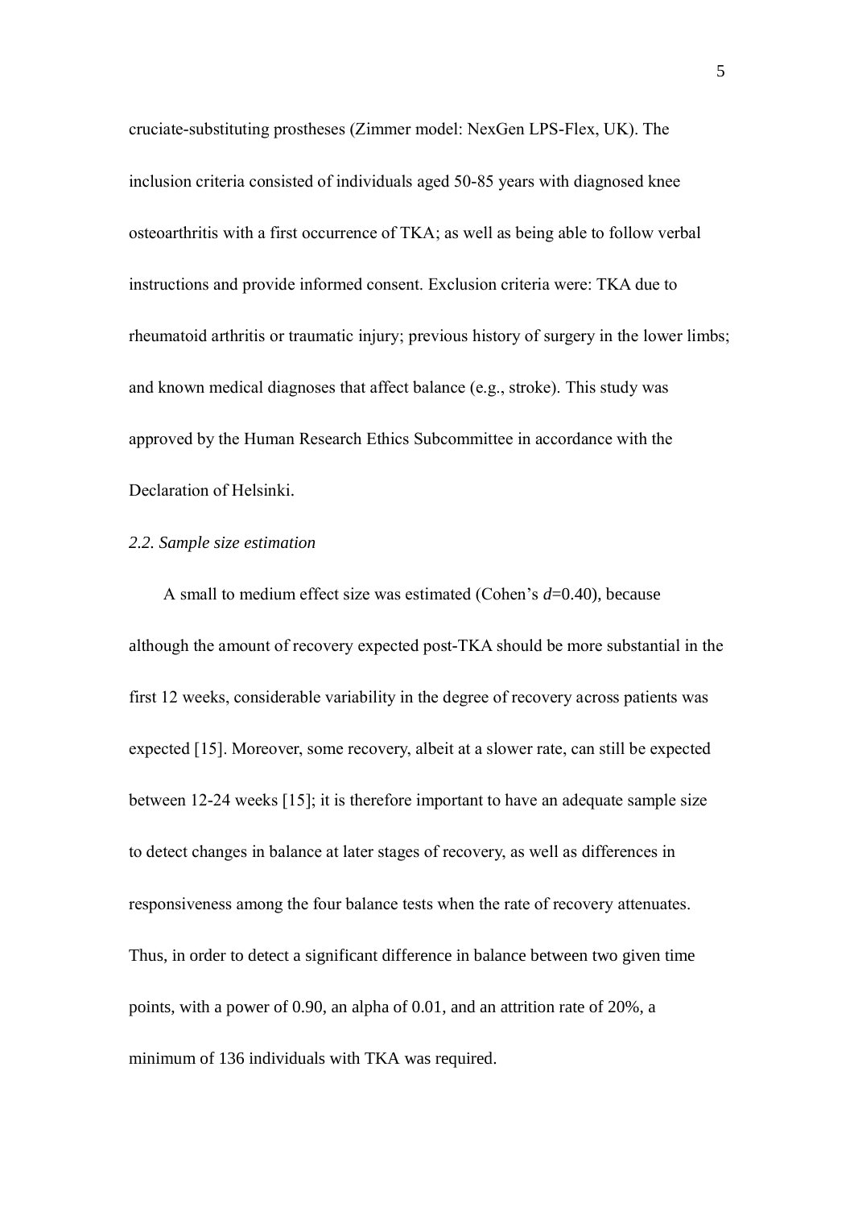cruciate-substituting prostheses (Zimmer model: NexGen LPS-Flex, UK). The inclusion criteria consisted of individuals aged 50-85 years with diagnosed knee osteoarthritis with a first occurrence of TKA; as well as being able to follow verbal instructions and provide informed consent. Exclusion criteria were: TKA due to rheumatoid arthritis or traumatic injury; previous history of surgery in the lower limbs; and known medical diagnoses that affect balance (e.g., stroke). This study was approved by the Human Research Ethics Subcommittee in accordance with the Declaration of Helsinki.

### *2.2. Sample size estimation*

A small to medium effect size was estimated (Cohen's $d$=0.40), because although the amount of recovery expected post-TKA should be more substantial in the first 12 weeks, considerable variability in the degree of recovery across patients was expected [15]. Moreover, some recovery, albeit at a slower rate, can still be expected between 12-24 weeks [15]; it is therefore important to have an adequate sample size to detect changes in balance at later stages of recovery, as well as differences in responsiveness among the four balance tests when the rate of recovery attenuates. Thus, in order to detect a significant difference in balance between two given time points, with a power of 0.90, an alpha of 0.01, and an attrition rate of 20%, a minimum of 136 individuals with TKA was required.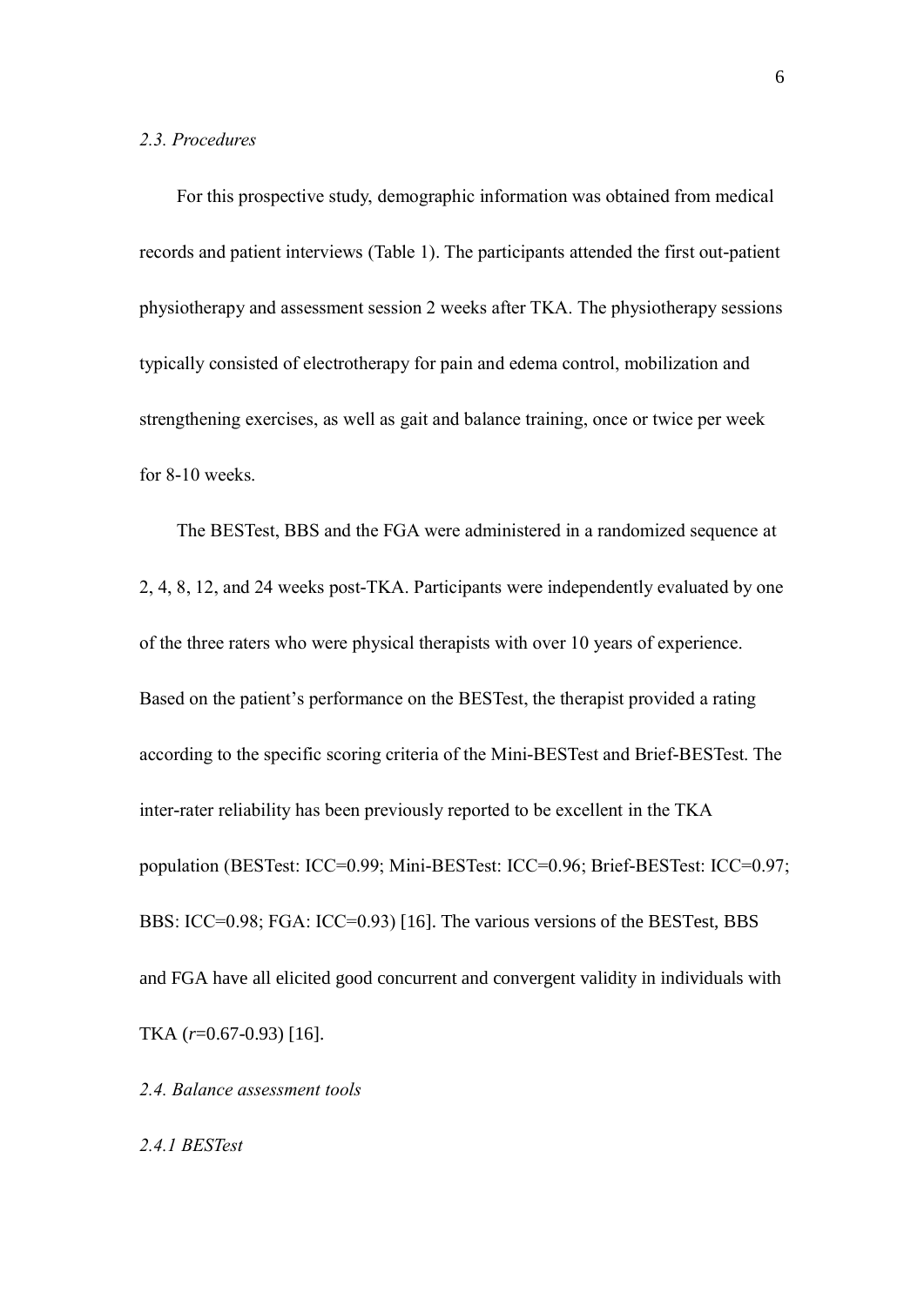### *2.3. Procedures*

For this prospective study, demographic information was obtained from medical records and patient interviews (Table 1). The participants attended the first out-patient physiotherapy and assessment session 2 weeks after TKA. The physiotherapy sessions typically consisted of electrotherapy for pain and edema control, mobilization and strengthening exercises, as well as gait and balance training, once or twice per week for 8-10 weeks.

The BESTest, BBS and the FGA were administered in a randomized sequence at 2, 4, 8, 12, and 24 weeks post-TKA. Participants were independently evaluated by one of the three raters who were physical therapists with over 10 years of experience. Based on the patient's performance on the BESTest, the therapist provided a rating according to the specific scoring criteria of the Mini-BESTest and Brief-BESTest. The inter-rater reliability has been previously reported to be excellent in the TKA population (BESTest: ICC=0.99; Mini-BESTest: ICC=0.96; Brief-BESTest: ICC=0.97; BBS: ICC=0.98; FGA: ICC=0.93) [16]. The various versions of the BESTest, BBS and FGA have all elicited good concurrent and convergent validity in individuals with TKA ($r$=0.67-0.93) [16].

### *2.4. Balance assessment tools*

#### *2.4.1 BESTest*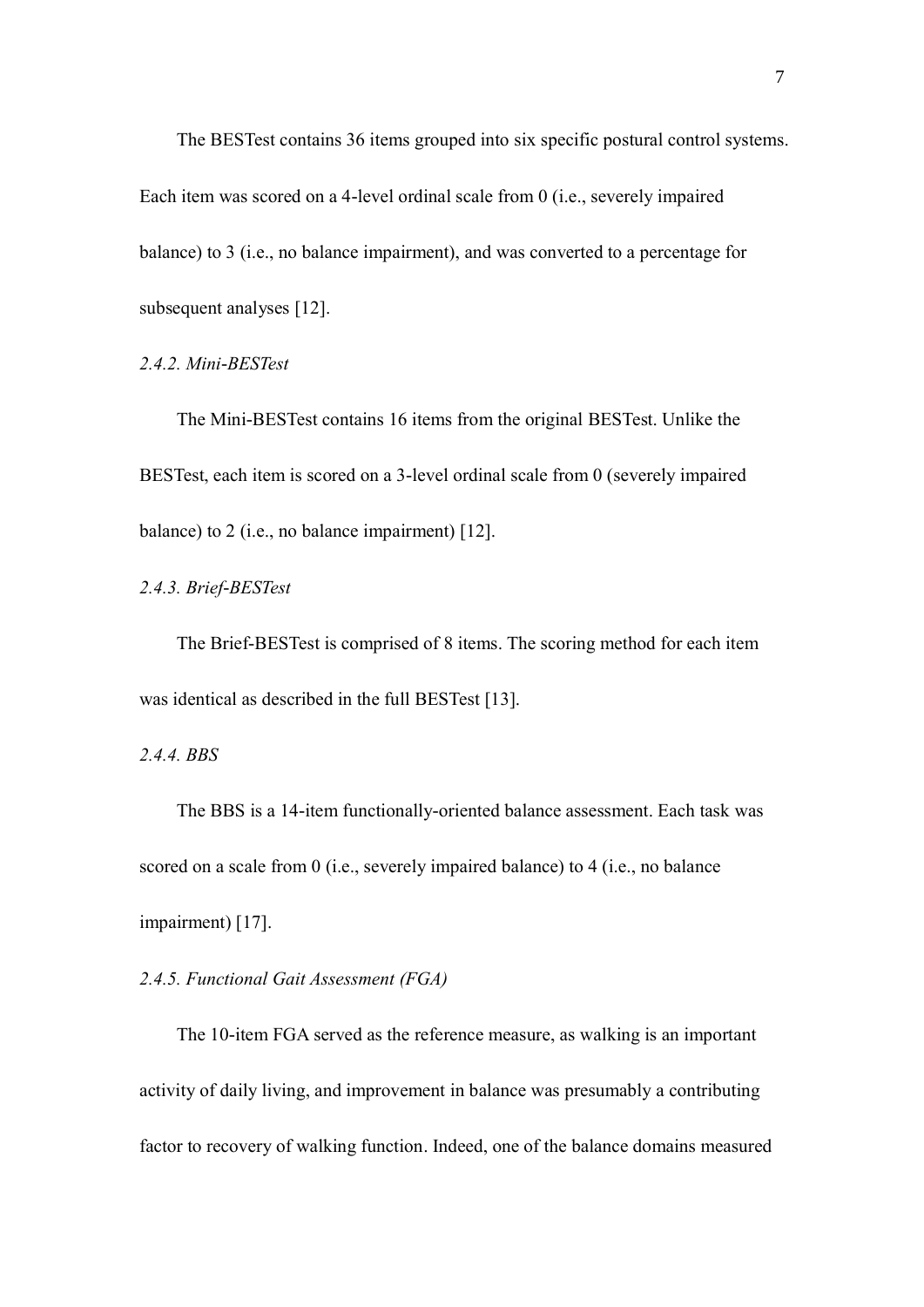The BESTest contains 36 items grouped into six specific postural control systems. Each item was scored on a 4-level ordinal scale from 0 (i.e., severely impaired balance) to 3 (i.e., no balance impairment), and was converted to a percentage for subsequent analyses [12].

#### *2.4.2. Mini-BESTest*

The Mini-BESTest contains 16 items from the original BESTest. Unlike the BESTest, each item is scored on a 3-level ordinal scale from 0 (severely impaired balance) to 2 (i.e., no balance impairment) [12].

#### *2.4.3. Brief-BESTest*

The Brief-BESTest is comprised of 8 items. The scoring method for each item was identical as described in the full BESTest [13].

#### *2.4.4. BBS*

The BBS is a 14-item functionally-oriented balance assessment. Each task was scored on a scale from 0 (i.e., severely impaired balance) to 4 (i.e., no balance impairment) [17].

#### *2.4.5. Functional Gait Assessment (FGA)*

The 10-item FGA served as the reference measure, as walking is an important activity of daily living, and improvement in balance was presumably a contributing factor to recovery of walking function. Indeed, one of the balance domains measured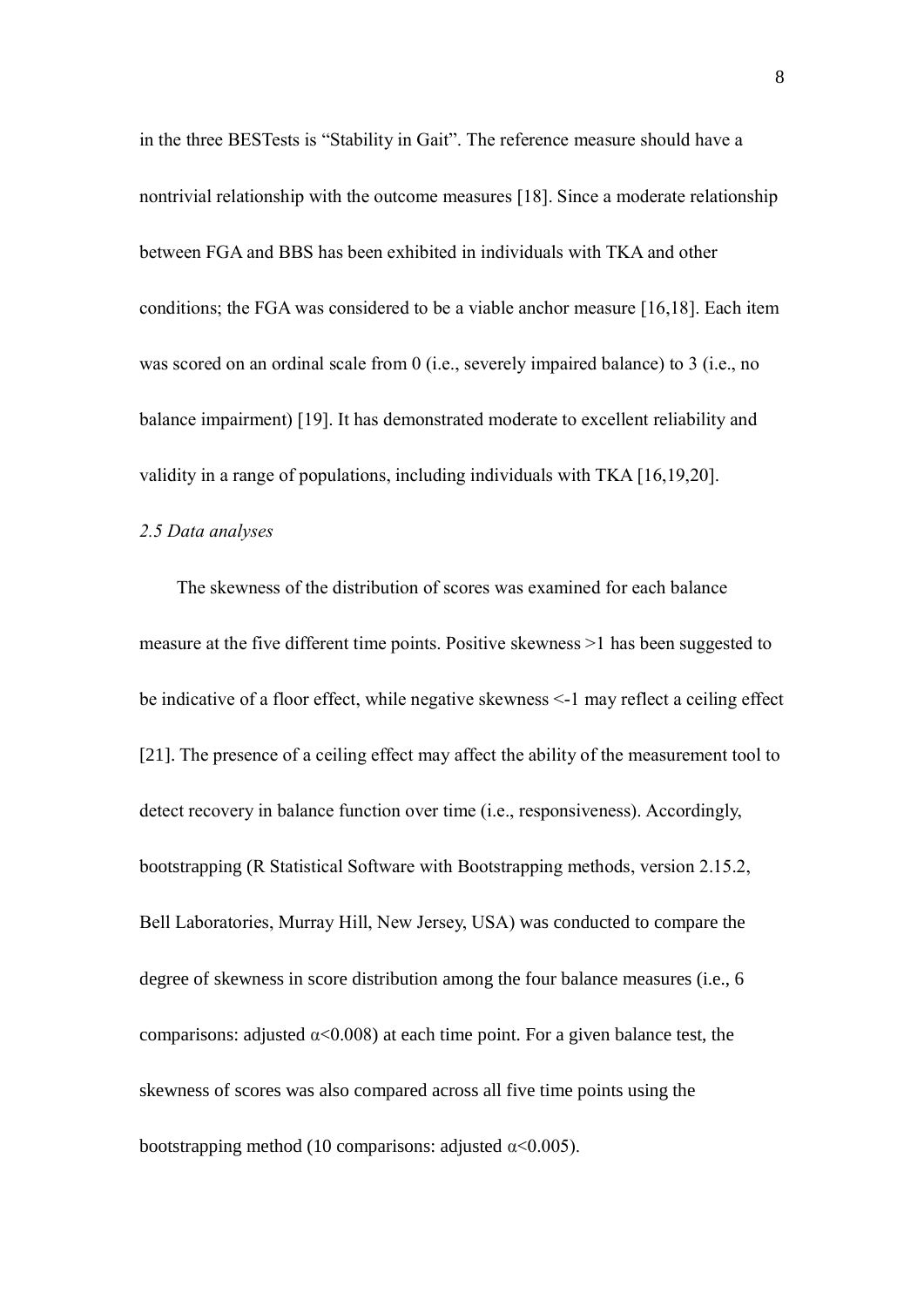in the three BESTests is “Stability in Gait”. The reference measure should have a nontrivial relationship with the outcome measures [18]. Since a moderate relationship between FGA and BBS has been exhibited in individuals with TKA and other conditions; the FGA was considered to be a viable anchor measure [16,18]. Each item was scored on an ordinal scale from 0 (i.e., severely impaired balance) to 3 (i.e., no balance impairment) [19]. It has demonstrated moderate to excellent reliability and validity in a range of populations, including individuals with TKA [16,19,20].

*2.5 Data analyses*

The skewness of the distribution of scores was examined for each balance measure at the five different time points. Positive skewness >1 has been suggested to be indicative of a floor effect, while negative skewness <-1 may reflect a ceiling effect [21]. The presence of a ceiling effect may affect the ability of the measurement tool to detect recovery in balance function over time (i.e., responsiveness). Accordingly, bootstrapping (R Statistical Software with Bootstrapping methods, version 2.15.2, Bell Laboratories, Murray Hill, New Jersey, USA) was conducted to compare the degree of skewness in score distribution among the four balance measures (i.e., 6 comparisons: adjusted $\alpha<0.008$) at each time point. For a given balance test, the skewness of scores was also compared across all five time points using the bootstrapping method (10 comparisons: adjusted $\alpha<0.005$).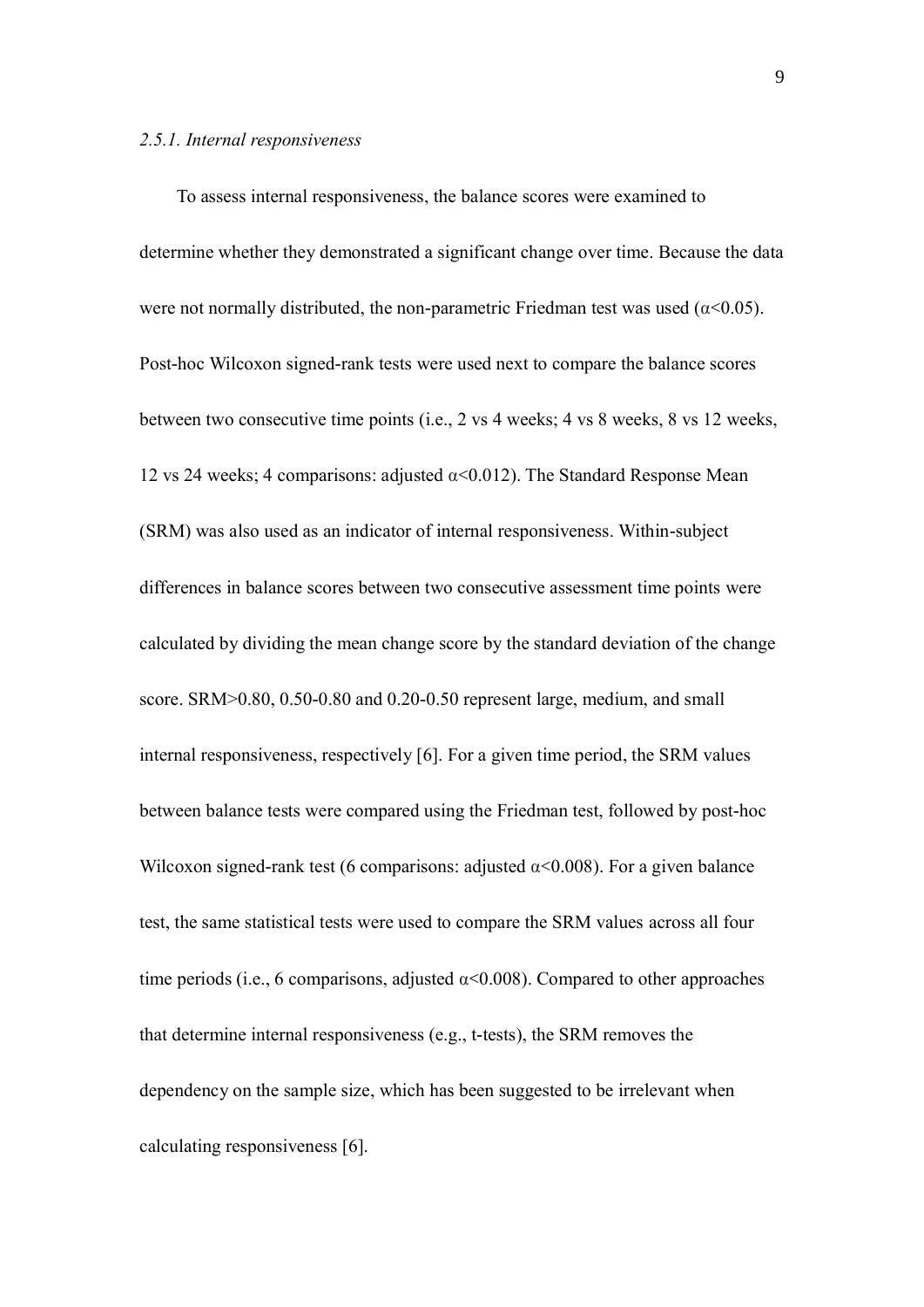### *2.5.1. Internal responsiveness*

To assess internal responsiveness, the balance scores were examined to determine whether they demonstrated a significant change over time. Because the data were not normally distributed, the non-parametric Friedman test was used ($\alpha<0.05$). Post-hoc Wilcoxon signed-rank tests were used next to compare the balance scores between two consecutive time points (i.e., 2 vs 4 weeks; 4 vs 8 weeks, 8 vs 12 weeks, 12 vs 24 weeks; 4 comparisons: adjusted $\alpha<0.012$). The Standard Response Mean (SRM) was also used as an indicator of internal responsiveness. Within-subject differences in balance scores between two consecutive assessment time points were calculated by dividing the mean change score by the standard deviation of the change score. SRM>0.80, 0.50-0.80 and 0.20-0.50 represent large, medium, and small internal responsiveness, respectively [6]. For a given time period, the SRM values between balance tests were compared using the Friedman test, followed by post-hoc Wilcoxon signed-rank test (6 comparisons: adjusted $\alpha<0.008$). For a given balance test, the same statistical tests were used to compare the SRM values across all four time periods (i.e., 6 comparisons, adjusted $\alpha<0.008$). Compared to other approaches that determine internal responsiveness (e.g., t-tests), the SRM removes the dependency on the sample size, which has been suggested to be irrelevant when calculating responsiveness [6].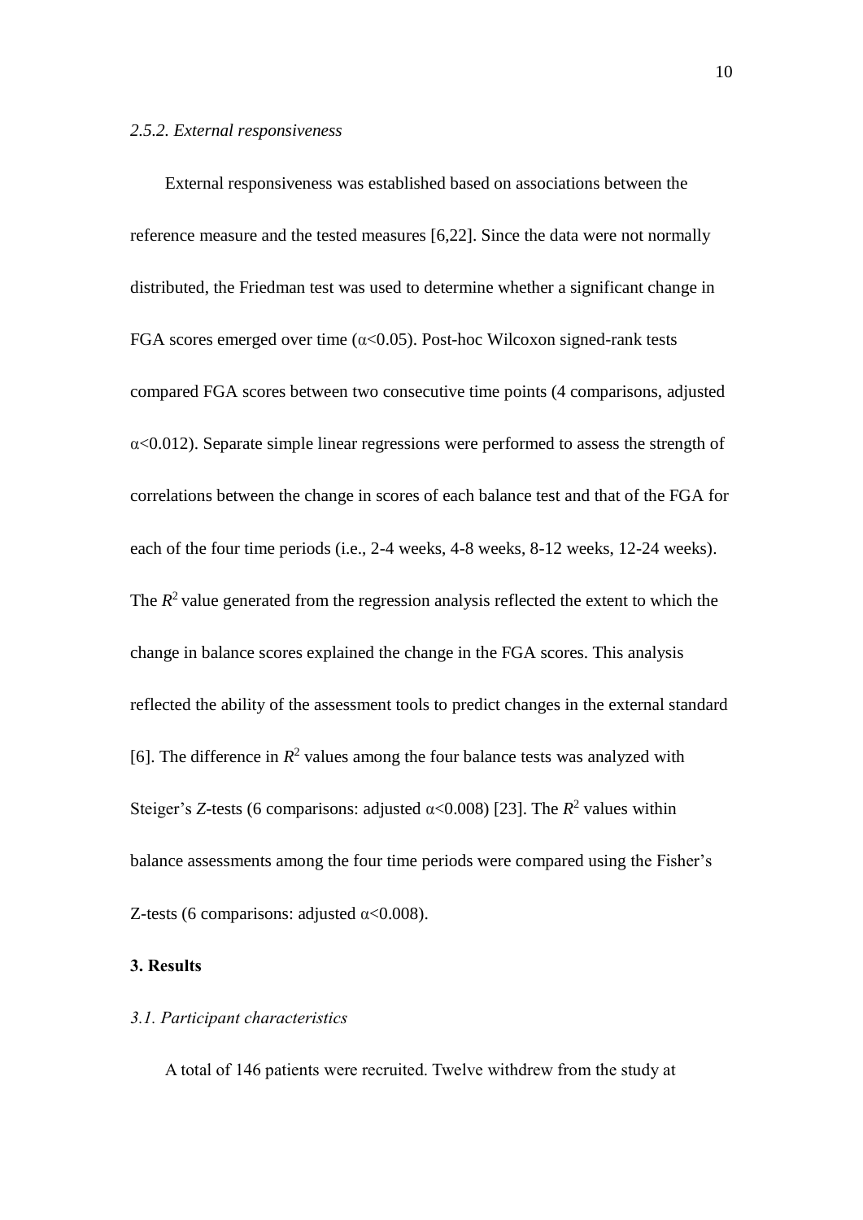*2.5.2. External responsiveness*

External responsiveness was established based on associations between the reference measure and the tested measures [6,22]. Since the data were not normally distributed, the Friedman test was used to determine whether a significant change in FGA scores emerged over time ($\alpha<0.05$). Post-hoc Wilcoxon signed-rank tests compared FGA scores between two consecutive time points (4 comparisons, adjusted $\alpha<0.012$). Separate simple linear regressions were performed to assess the strength of correlations between the change in scores of each balance test and that of the FGA for each of the four time periods (i.e., 2-4 weeks, 4-8 weeks, 8-12 weeks, 12-24 weeks). The $R^2$ value generated from the regression analysis reflected the extent to which the change in balance scores explained the change in the FGA scores. This analysis reflected the ability of the assessment tools to predict changes in the external standard [6]. The difference in $R^2$ values among the four balance tests was analyzed with Steiger's $Z$-tests (6 comparisons: adjusted $\alpha<0.008$) [23]. The $R^2$ values within balance assessments among the four time periods were compared using the Fisher's Z-tests (6 comparisons: adjusted $\alpha<0.008$).

## 3. Results

*3.1. Participant characteristics*

A total of 146 patients were recruited. Twelve withdrew from the study at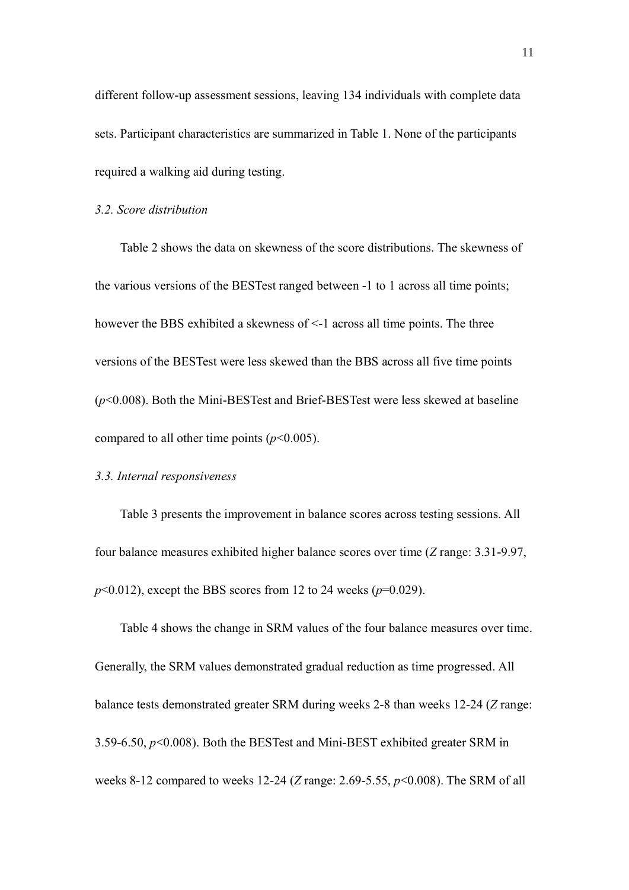different follow-up assessment sessions, leaving 134 individuals with complete data sets. Participant characteristics are summarized in Table 1. None of the participants required a walking aid during testing.

### *3.2. Score distribution*

Table 2 shows the data on skewness of the score distributions. The skewness of the various versions of the BESTest ranged between -1 to 1 across all time points; however the BBS exhibited a skewness of <-1 across all time points. The three versions of the BESTest were less skewed than the BBS across all five time points ($p$<0.008). Both the Mini-BESTest and Brief-BESTest were less skewed at baseline compared to all other time points ($p$<0.005).

### *3.3. Internal responsiveness*

Table 3 presents the improvement in balance scores across testing sessions. All four balance measures exhibited higher balance scores over time ($Z$ range: 3.31-9.97, $p$<0.012), except the BBS scores from 12 to 24 weeks ($p$=0.029).

Table 4 shows the change in SRM values of the four balance measures over time. Generally, the SRM values demonstrated gradual reduction as time progressed. All balance tests demonstrated greater SRM during weeks 2-8 than weeks 12-24 ($Z$ range: 3.59-6.50, $p$<0.008). Both the BESTest and Mini-BEST exhibited greater SRM in weeks 8-12 compared to weeks 12-24 ($Z$ range: 2.69-5.55, $p$<0.008). The SRM of all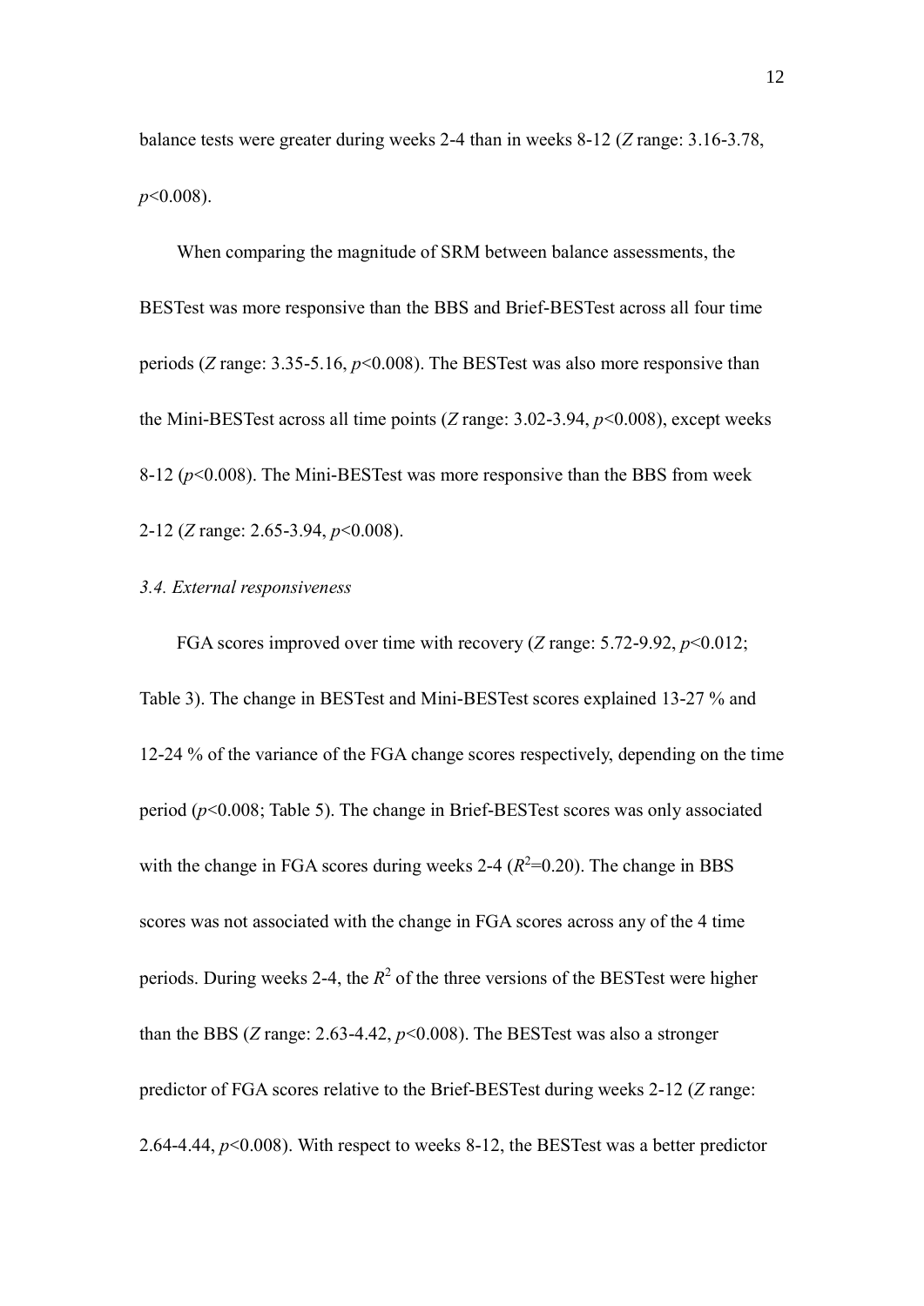balance tests were greater during weeks 2-4 than in weeks 8-12 (*Z* range: 3.16-3.78, $p<0.008$).

When comparing the magnitude of SRM between balance assessments, the BESTest was more responsive than the BBS and Brief-BESTest across all four time periods (*Z* range: 3.35-5.16, $p<0.008$). The BESTest was also more responsive than the Mini-BESTest across all time points (*Z* range: 3.02-3.94, $p<0.008$), except weeks 8-12 ($p<0.008$). The Mini-BESTest was more responsive than the BBS from week 2-12 (*Z* range: 2.65-3.94, $p<0.008$).

### *3.4. External responsiveness*

FGA scores improved over time with recovery (*Z* range: 5.72-9.92, $p<0.012$; Table 3). The change in BESTest and Mini-BESTest scores explained 13-27 % and 12-24 % of the variance of the FGA change scores respectively, depending on the time period ($p<0.008$; Table 5). The change in Brief-BESTest scores was only associated with the change in FGA scores during weeks 2-4 ($R^2=0.20$). The change in BBS scores was not associated with the change in FGA scores across any of the 4 time periods. During weeks 2-4, the $R^2$ of the three versions of the BESTest were higher than the BBS (*Z* range: 2.63-4.42, $p<0.008$). The BESTest was also a stronger predictor of FGA scores relative to the Brief-BESTest during weeks 2-12 (*Z* range: 2.64-4.44, $p<0.008$). With respect to weeks 8-12, the BESTest was a better predictor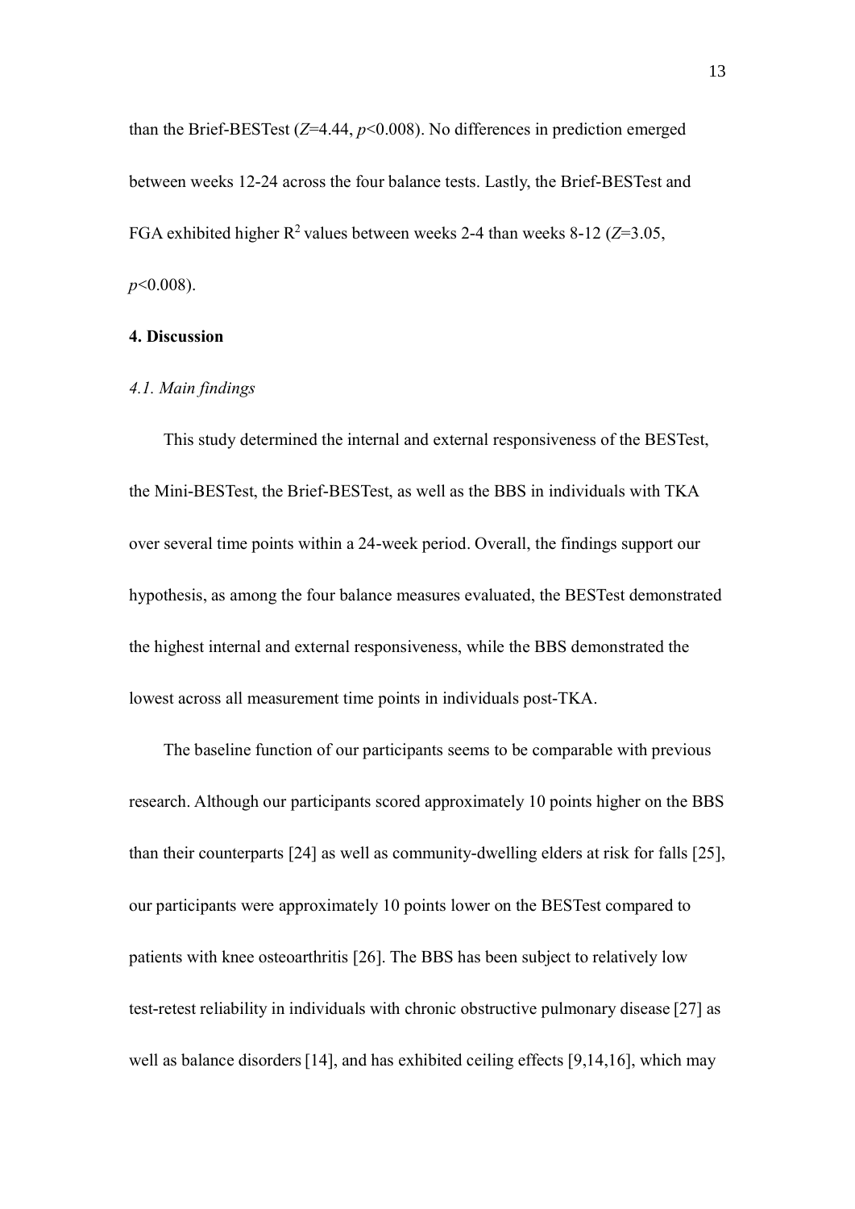than the Brief-BESTest ($Z$=4.44, $p$<0.008). No differences in prediction emerged between weeks 12-24 across the four balance tests. Lastly, the Brief-BESTest and FGA exhibited higher $R^2$ values between weeks 2-4 than weeks 8-12 ($Z$=3.05, $p$<0.008).

## 4. Discussion

### *4.1. Main findings*

This study determined the internal and external responsiveness of the BESTest, the Mini-BESTest, the Brief-BESTest, as well as the BBS in individuals with TKA over several time points within a 24-week period. Overall, the findings support our hypothesis, as among the four balance measures evaluated, the BESTest demonstrated the highest internal and external responsiveness, while the BBS demonstrated the lowest across all measurement time points in individuals post-TKA.

The baseline function of our participants seems to be comparable with previous research. Although our participants scored approximately 10 points higher on the BBS than their counterparts [24] as well as community-dwelling elders at risk for falls [25], our participants were approximately 10 points lower on the BESTest compared to patients with knee osteoarthritis [26]. The BBS has been subject to relatively low test-retest reliability in individuals with chronic obstructive pulmonary disease [27] as well as balance disorders [14], and has exhibited ceiling effects [9,14,16], which may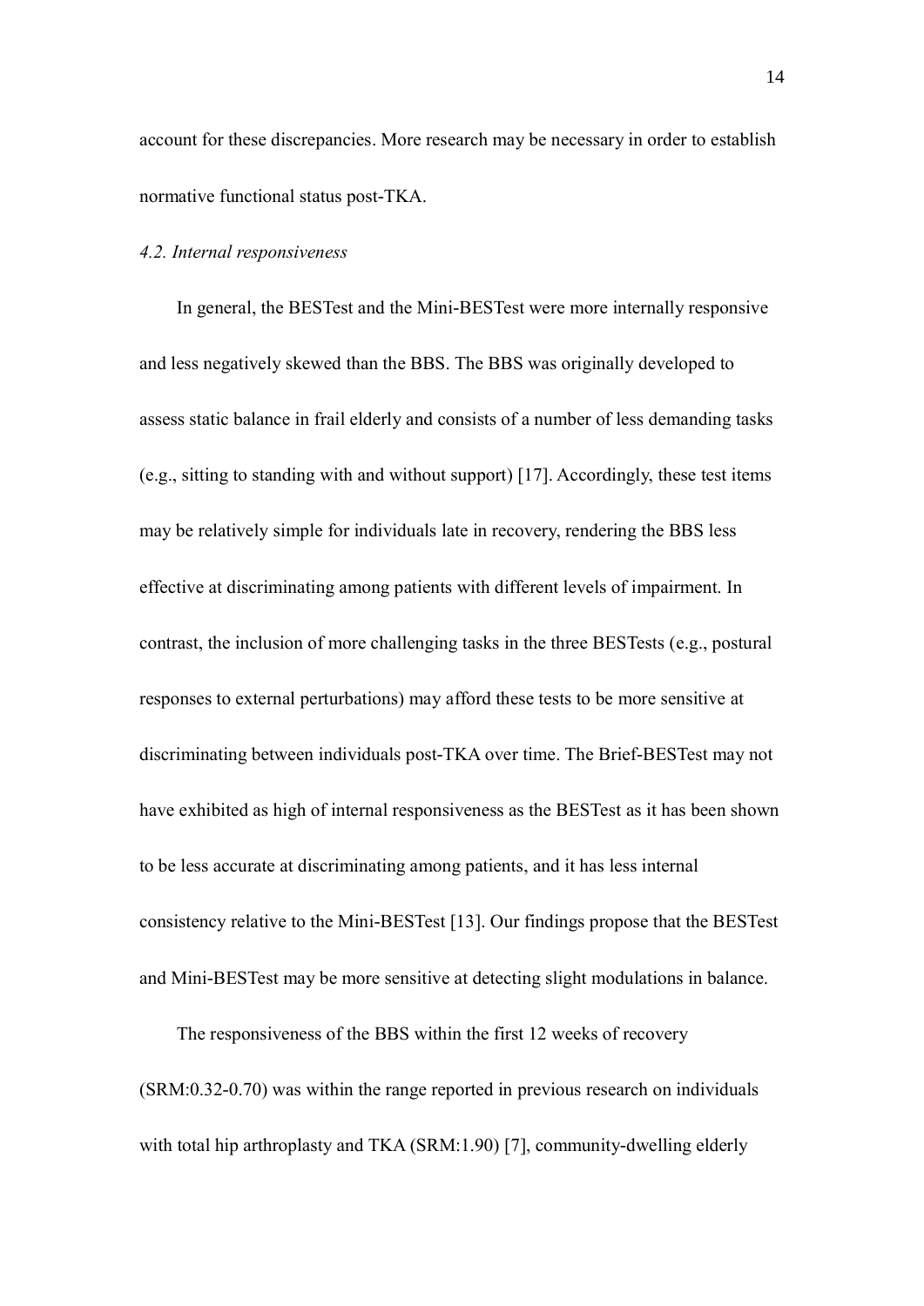account for these discrepancies. More research may be necessary in order to establish normative functional status post-TKA.

### *4.2. Internal responsiveness*

In general, the BESTest and the Mini-BESTest were more internally responsive and less negatively skewed than the BBS. The BBS was originally developed to assess static balance in frail elderly and consists of a number of less demanding tasks (e.g., sitting to standing with and without support) [17]. Accordingly, these test items may be relatively simple for individuals late in recovery, rendering the BBS less effective at discriminating among patients with different levels of impairment. In contrast, the inclusion of more challenging tasks in the three BESTests (e.g., postural responses to external perturbations) may afford these tests to be more sensitive at discriminating between individuals post-TKA over time. The Brief-BESTest may not have exhibited as high of internal responsiveness as the BESTest as it has been shown to be less accurate at discriminating among patients, and it has less internal consistency relative to the Mini-BESTest [13]. Our findings propose that the BESTest and Mini-BESTest may be more sensitive at detecting slight modulations in balance.

The responsiveness of the BBS within the first 12 weeks of recovery (SRM:0.32-0.70) was within the range reported in previous research on individuals with total hip arthroplasty and TKA (SRM:1.90) [7], community-dwelling elderly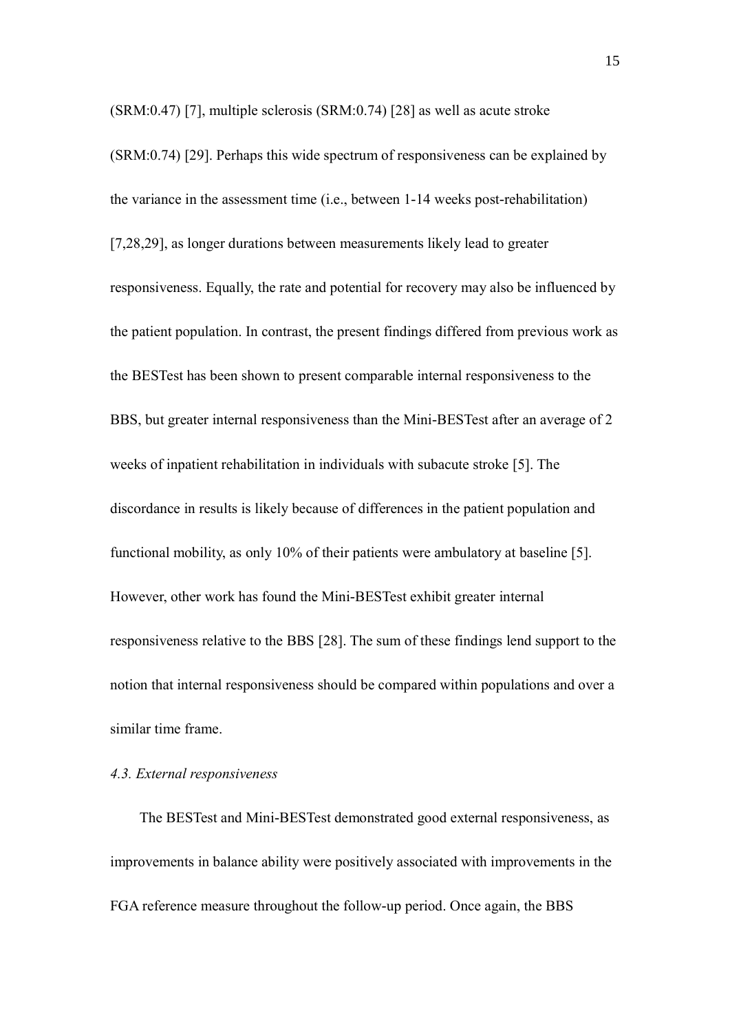(SRM:0.47) [7], multiple sclerosis (SRM:0.74) [28] as well as acute stroke (SRM:0.74) [29]. Perhaps this wide spectrum of responsiveness can be explained by the variance in the assessment time (i.e., between 1-14 weeks post-rehabilitation) [7,28,29], as longer durations between measurements likely lead to greater responsiveness. Equally, the rate and potential for recovery may also be influenced by the patient population. In contrast, the present findings differed from previous work as the BESTest has been shown to present comparable internal responsiveness to the BBS, but greater internal responsiveness than the Mini-BESTest after an average of 2 weeks of inpatient rehabilitation in individuals with subacute stroke [5]. The discordance in results is likely because of differences in the patient population and functional mobility, as only 10% of their patients were ambulatory at baseline [5]. However, other work has found the Mini-BESTest exhibit greater internal responsiveness relative to the BBS [28]. The sum of these findings lend support to the notion that internal responsiveness should be compared within populations and over a similar time frame.

### *4.3. External responsiveness*

The BESTest and Mini-BESTest demonstrated good external responsiveness, as improvements in balance ability were positively associated with improvements in the FGA reference measure throughout the follow-up period. Once again, the BBS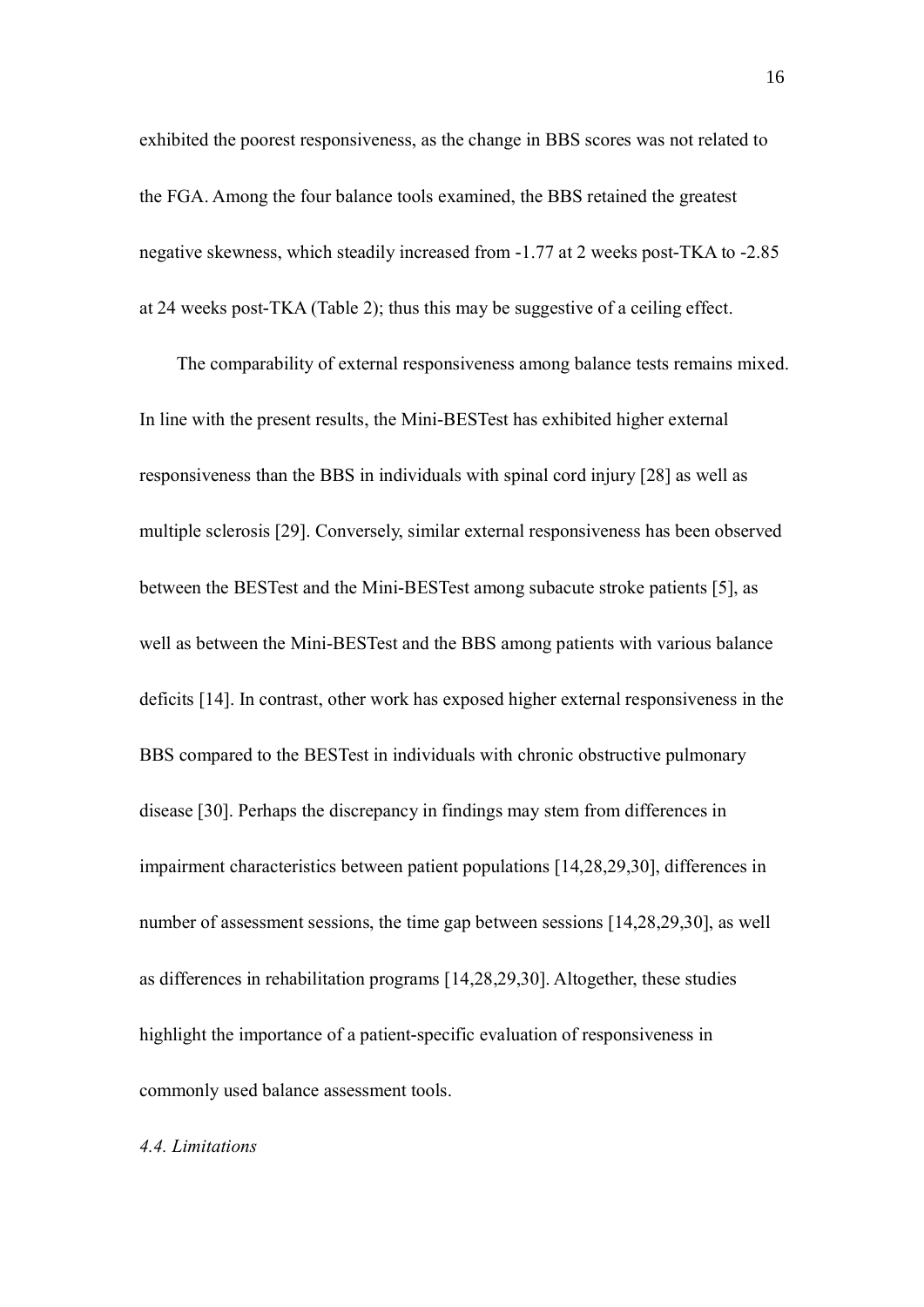exhibited the poorest responsiveness, as the change in BBS scores was not related to the FGA. Among the four balance tools examined, the BBS retained the greatest negative skewness, which steadily increased from -1.77 at 2 weeks post-TKA to -2.85 at 24 weeks post-TKA (Table 2); thus this may be suggestive of a ceiling effect.

The comparability of external responsiveness among balance tests remains mixed. In line with the present results, the Mini-BESTest has exhibited higher external responsiveness than the BBS in individuals with spinal cord injury [28] as well as multiple sclerosis [29]. Conversely, similar external responsiveness has been observed between the BESTest and the Mini-BESTest among subacute stroke patients [5], as well as between the Mini-BESTest and the BBS among patients with various balance deficits [14]. In contrast, other work has exposed higher external responsiveness in the BBS compared to the BESTest in individuals with chronic obstructive pulmonary disease [30]. Perhaps the discrepancy in findings may stem from differences in impairment characteristics between patient populations [14,28,29,30], differences in number of assessment sessions, the time gap between sessions [14,28,29,30], as well as differences in rehabilitation programs [14,28,29,30]. Altogether, these studies highlight the importance of a patient-specific evaluation of responsiveness in commonly used balance assessment tools.

### *4.4. Limitations*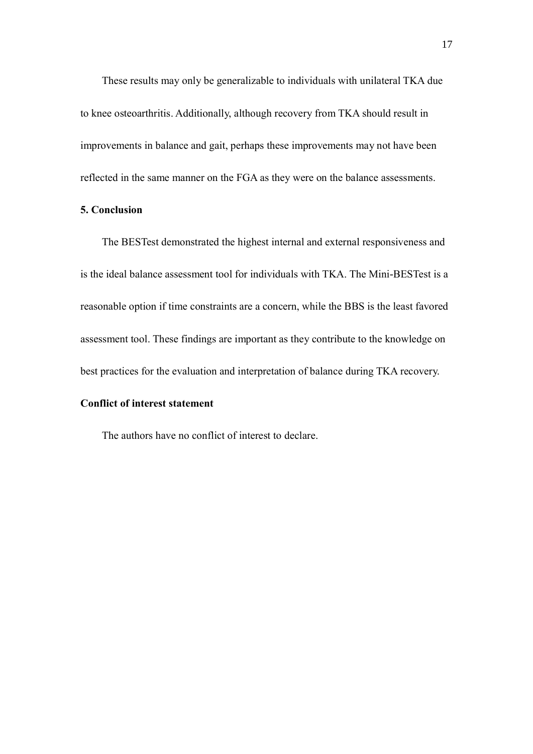These results may only be generalizable to individuals with unilateral TKA due to knee osteoarthritis. Additionally, although recovery from TKA should result in improvements in balance and gait, perhaps these improvements may not have been reflected in the same manner on the FGA as they were on the balance assessments.

## 5. Conclusion

The BESTest demonstrated the highest internal and external responsiveness and is the ideal balance assessment tool for individuals with TKA. The Mini-BESTest is a reasonable option if time constraints are a concern, while the BBS is the least favored assessment tool. These findings are important as they contribute to the knowledge on best practices for the evaluation and interpretation of balance during TKA recovery.

## Conflict of interest statement

The authors have no conflict of interest to declare.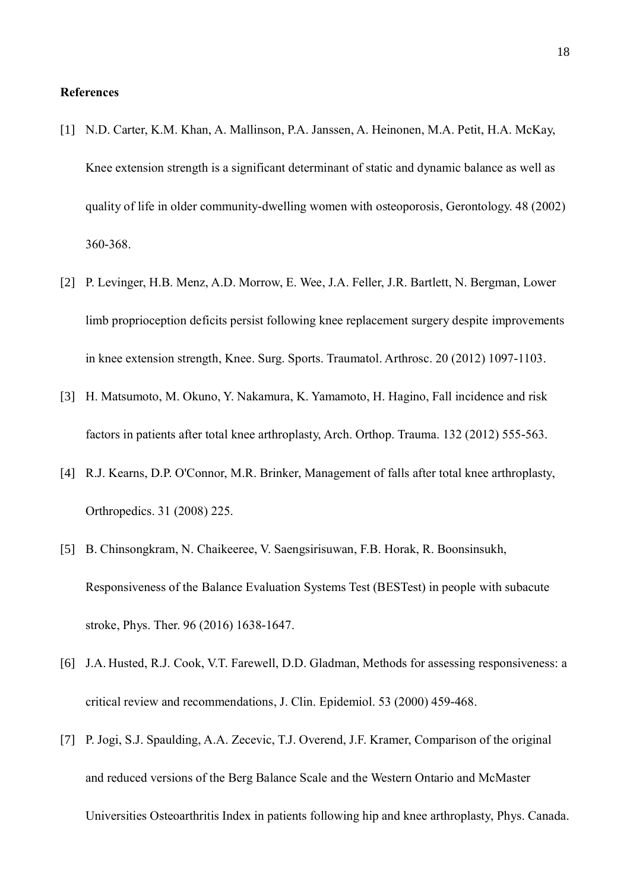**References**

[1] N.D. Carter, K.M. Khan, A. Mallinson, P.A. Janssen, A. Heinonen, M.A. Petit, H.A. McKay, Knee extension strength is a significant determinant of static and dynamic balance as well as quality of life in older community-dwelling women with osteoporosis, Gerontology. 48 (2002) 360-368.

[2] P. Levinger, H.B. Menz, A.D. Morrow, E. Wee, J.A. Feller, J.R. Bartlett, N. Bergman, Lower limb proprioception deficits persist following knee replacement surgery despite improvements in knee extension strength, Knee. Surg. Sports. Traumatol. Arthrosc. 20 (2012) 1097-1103.

[3] H. Matsumoto, M. Okuno, Y. Nakamura, K. Yamamoto, H. Hagino, Fall incidence and risk factors in patients after total knee arthroplasty, Arch. Orthop. Trauma. 132 (2012) 555-563.

[4] R.J. Kearns, D.P. O'Connor, M.R. Brinker, Management of falls after total knee arthroplasty, Orthropedics. 31 (2008) 225.

[5] B. Chinsongkram, N. Chaikeeree, V. Saengsirisuwan, F.B. Horak, R. Boonsinsukh, Responsiveness of the Balance Evaluation Systems Test (BESTest) in people with subacute stroke, Phys. Ther. 96 (2016) 1638-1647.

[6] J.A. Husted, R.J. Cook, V.T. Farewell, D.D. Gladman, Methods for assessing responsiveness: a critical review and recommendations, J. Clin. Epidemiol. 53 (2000) 459-468.

[7] P. Jogi, S.J. Spaulding, A.A. Zecevic, T.J. Overend, J.F. Kramer, Comparison of the original and reduced versions of the Berg Balance Scale and the Western Ontario and McMaster Universities Osteoarthritis Index in patients following hip and knee arthroplasty, Phys. Canada.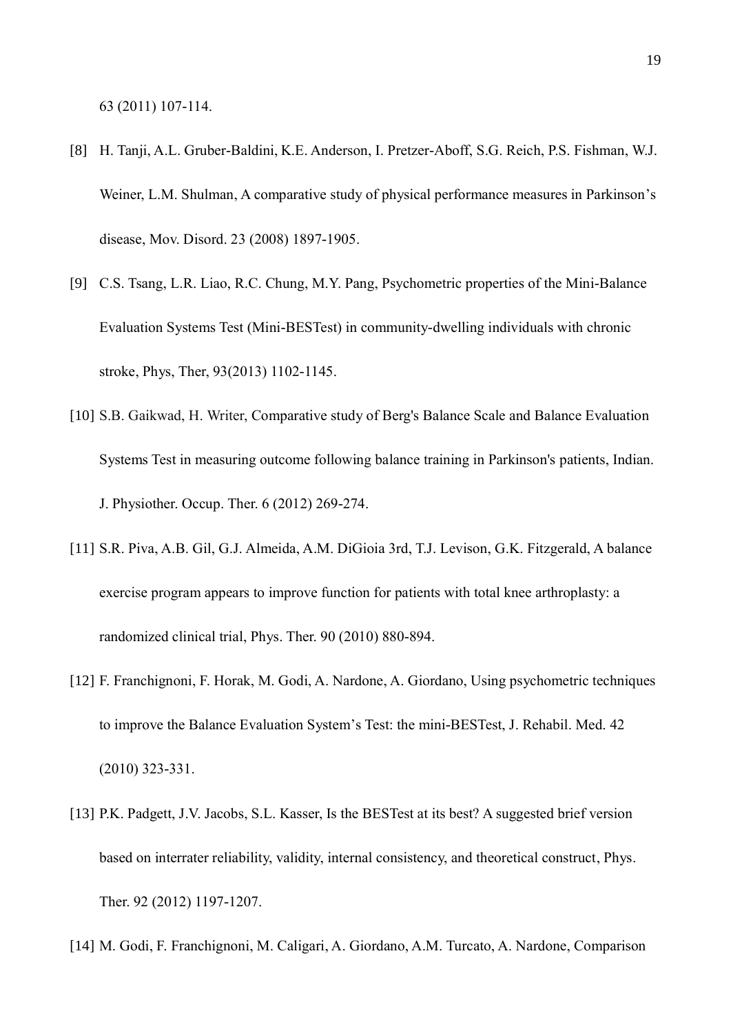63 (2011) 107-114.

[8] H. Tanji, A.L. Gruber-Baldini, K.E. Anderson, I. Pretzer-Aboff, S.G. Reich, P.S. Fishman, W.J. Weiner, L.M. Shulman, A comparative study of physical performance measures in Parkinson's disease, Mov. Disord. 23 (2008) 1897-1905.

[9] C.S. Tsang, L.R. Liao, R.C. Chung, M.Y. Pang, Psychometric properties of the Mini-Balance Evaluation Systems Test (Mini-BESTest) in community-dwelling individuals with chronic stroke, Phys, Ther, 93(2013) 1102-1145.

[10] S.B. Gaikwad, H. Writer, Comparative study of Berg's Balance Scale and Balance Evaluation Systems Test in measuring outcome following balance training in Parkinson's patients, Indian. J. Physiother. Occup. Ther. 6 (2012) 269-274.

[11] S.R. Piva, A.B. Gil, G.J. Almeida, A.M. DiGioia 3rd, T.J. Levison, G.K. Fitzgerald, A balance exercise program appears to improve function for patients with total knee arthroplasty: a randomized clinical trial, Phys. Ther. 90 (2010) 880-894.

[12] F. Franchignoni, F. Horak, M. Godi, A. Nardone, A. Giordano, Using psychometric techniques to improve the Balance Evaluation System's Test: the mini-BESTest, J. Rehabil. Med. 42 (2010) 323-331.

[13] P.K. Padgett, J.V. Jacobs, S.L. Kasser, Is the BESTest at its best? A suggested brief version based on interrater reliability, validity, internal consistency, and theoretical construct, Phys. Ther. 92 (2012) 1197-1207.

[14] M. Godi, F. Franchignoni, M. Caligari, A. Giordano, A.M. Turcato, A. Nardone, Comparison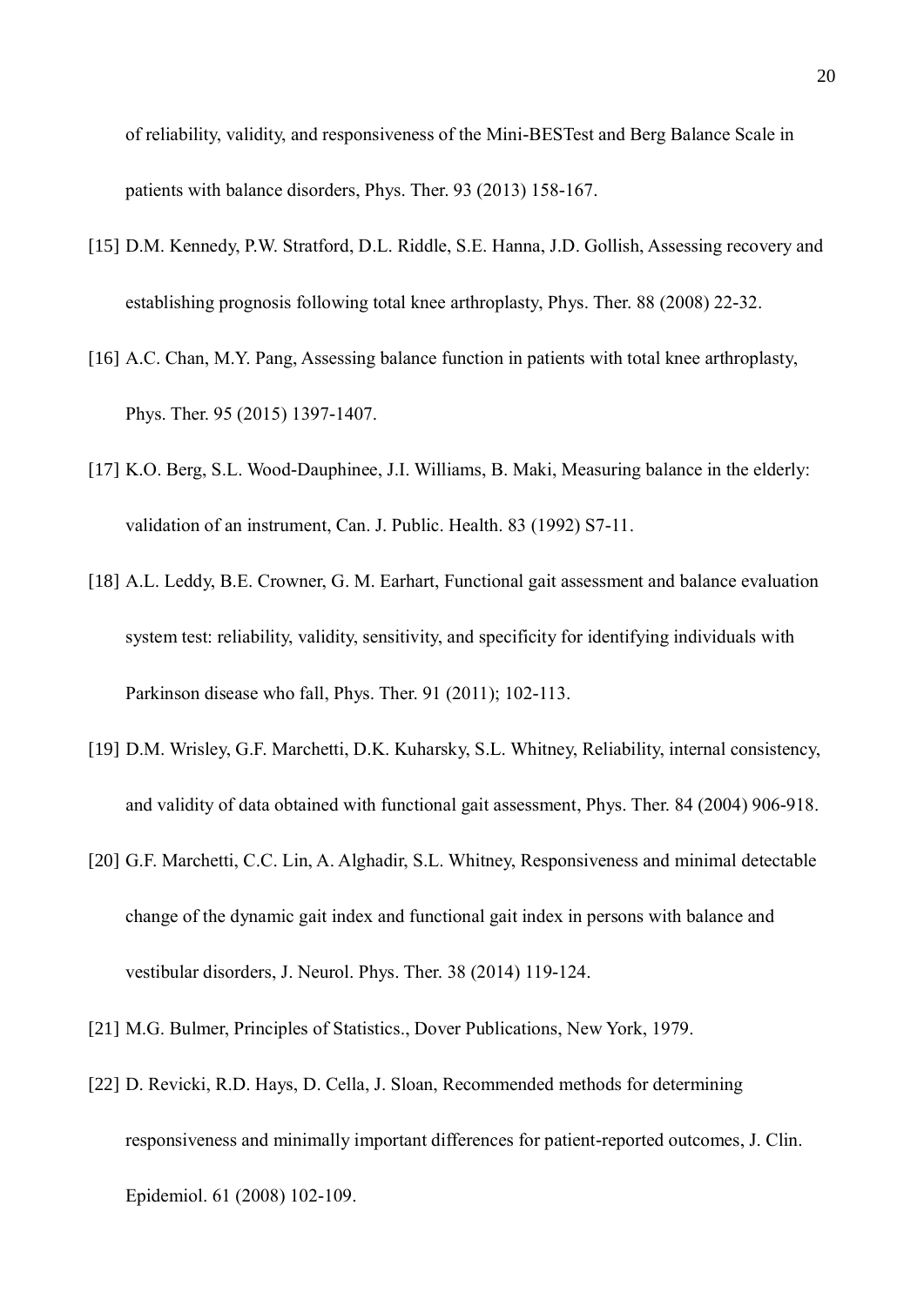of reliability, validity, and responsiveness of the Mini-BESTest and Berg Balance Scale in patients with balance disorders, Phys. Ther. 93 (2013) 158-167.

[15] D.M. Kennedy, P.W. Stratford, D.L. Riddle, S.E. Hanna, J.D. Gollish, Assessing recovery and establishing prognosis following total knee arthroplasty, Phys. Ther. 88 (2008) 22-32.

[16] A.C. Chan, M.Y. Pang, Assessing balance function in patients with total knee arthroplasty, Phys. Ther. 95 (2015) 1397-1407.

[17] K.O. Berg, S.L. Wood-Dauphinee, J.I. Williams, B. Maki, Measuring balance in the elderly: validation of an instrument, Can. J. Public. Health. 83 (1992) S7-11.

[18] A.L. Leddy, B.E. Crowner, G. M. Earhart, Functional gait assessment and balance evaluation system test: reliability, validity, sensitivity, and specificity for identifying individuals with Parkinson disease who fall, Phys. Ther. 91 (2011); 102-113.

[19] D.M. Wrisley, G.F. Marchetti, D.K. Kuharsky, S.L. Whitney, Reliability, internal consistency, and validity of data obtained with functional gait assessment, Phys. Ther. 84 (2004) 906-918.

[20] G.F. Marchetti, C.C. Lin, A. Alghadir, S.L. Whitney, Responsiveness and minimal detectable change of the dynamic gait index and functional gait index in persons with balance and vestibular disorders, J. Neurol. Phys. Ther. 38 (2014) 119-124.

[21] M.G. Bulmer, Principles of Statistics., Dover Publications, New York, 1979.

[22] D. Revicki, R.D. Hays, D. Cella, J. Sloan, Recommended methods for determining responsiveness and minimally important differences for patient-reported outcomes, J. Clin. Epidemiol. 61 (2008) 102-109.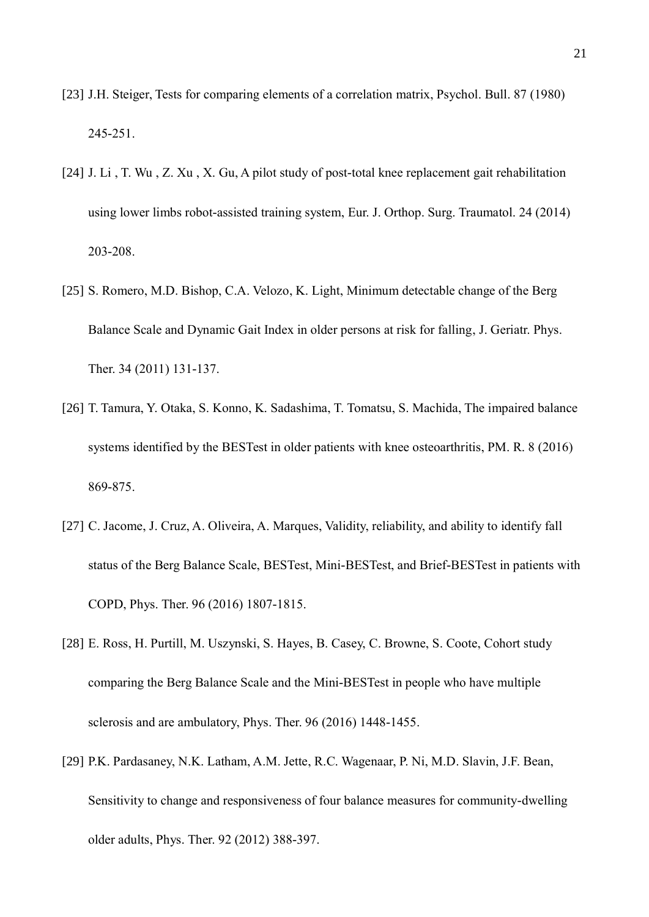[23] J.H. Steiger, Tests for comparing elements of a correlation matrix, Psychol. Bull. 87 (1980) 245-251.

[24] J. Li , T. Wu , Z. Xu , X. Gu, A pilot study of post-total knee replacement gait rehabilitation using lower limbs robot-assisted training system, Eur. J. Orthop. Surg. Traumatol. 24 (2014) 203-208.

[25] S. Romero, M.D. Bishop, C.A. Velozo, K. Light, Minimum detectable change of the Berg Balance Scale and Dynamic Gait Index in older persons at risk for falling, J. Geriatr. Phys. Ther. 34 (2011) 131-137.

[26] T. Tamura, Y. Otaka, S. Konno, K. Sadashima, T. Tomatsu, S. Machida, The impaired balance systems identified by the BESTest in older patients with knee osteoarthritis, PM. R. 8 (2016) 869-875.

[27] C. Jacome, J. Cruz, A. Oliveira, A. Marques, Validity, reliability, and ability to identify fall status of the Berg Balance Scale, BESTest, Mini-BESTest, and Brief-BESTest in patients with COPD, Phys. Ther. 96 (2016) 1807-1815.

[28] E. Ross, H. Purtill, M. Uszynski, S. Hayes, B. Casey, C. Browne, S. Coote, Cohort study comparing the Berg Balance Scale and the Mini-BESTest in people who have multiple sclerosis and are ambulatory, Phys. Ther. 96 (2016) 1448-1455.

[29] P.K. Pardasaney, N.K. Latham, A.M. Jette, R.C. Wagenaar, P. Ni, M.D. Slavin, J.F. Bean, Sensitivity to change and responsiveness of four balance measures for community-dwelling older adults, Phys. Ther. 92 (2012) 388-397.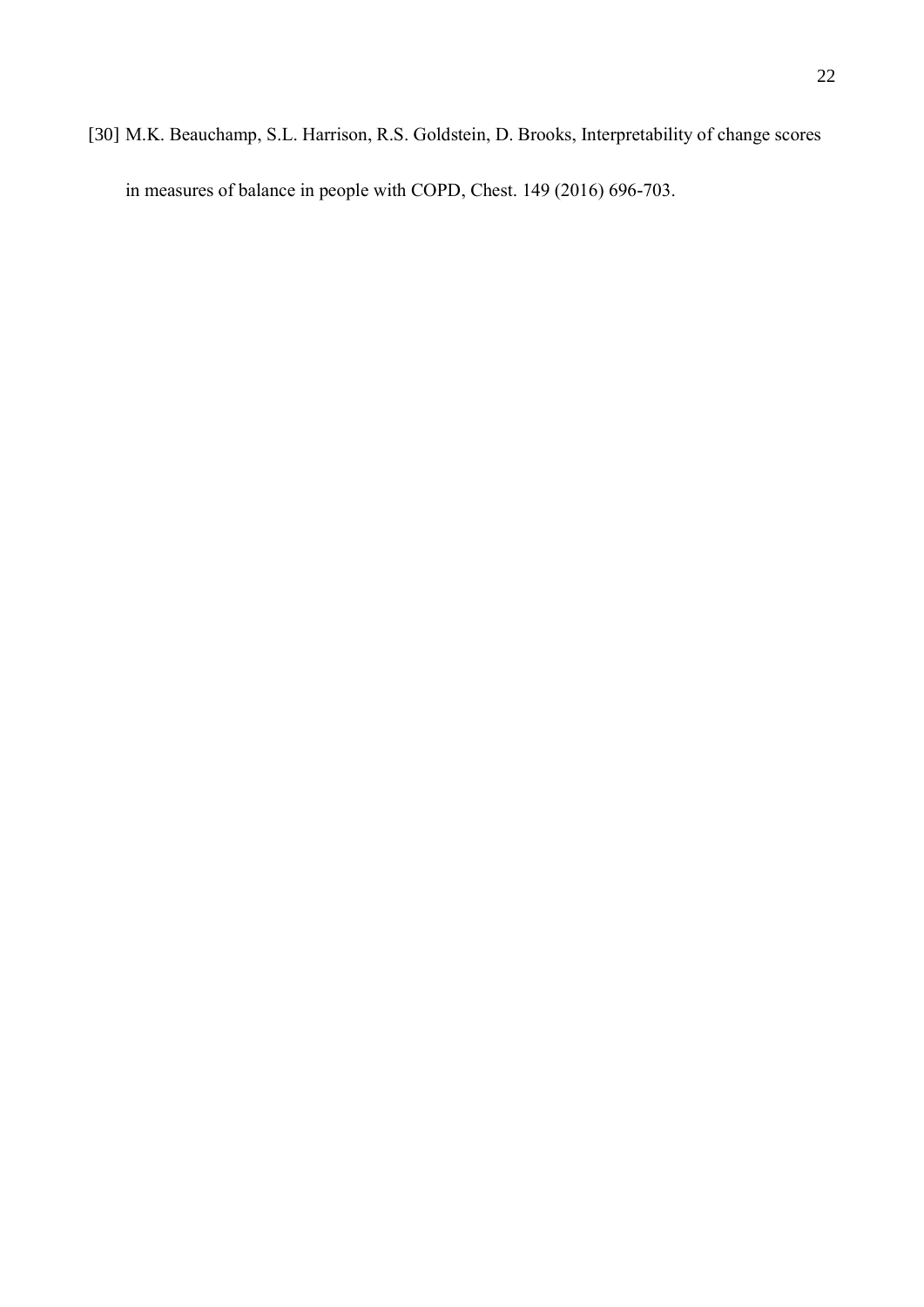[30] M.K. Beauchamp, S.L. Harrison, R.S. Goldstein, D. Brooks, Interpretability of change scores in measures of balance in people with COPD, Chest. 149 (2016) 696-703.